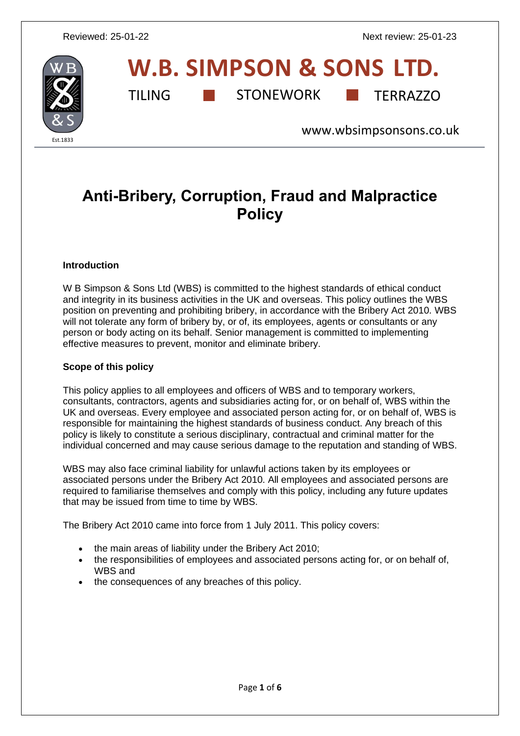Reviewed: 25-01-22 Next review: 25-01-23

# W.B. SIMPSON & SONS LTD.

TILING ■ STONEWORK ■ TERRAZZO

www.wbsimpsonsons.co.uk

# Anti-Bribery, Corruption, Fraud and Malpractice Policy

**Introduction**

W B Simpson & Sons Ltd (WBS) is committed to the highest standards of ethical conduct and integrity in its business activities in the UK and overseas. This policy outlines the WBS position on preventing and prohibiting bribery, in accordance with the Bribery Act 2010. WBS will not tolerate any form of bribery by, or of, its employees, agents or consultants or any person or body acting on its behalf. Senior management is committed to implementing effective measures to prevent, monitor and eliminate bribery.

**Scope of this policy**

This policy applies to all employees and officers of WBS and to temporary workers, consultants, contractors, agents and subsidiaries acting for, or on behalf of, WBS within the UK and overseas. Every employee and associated person acting for, or on behalf of, WBS is responsible for maintaining the highest standards of business conduct. Any breach of this policy is likely to constitute a serious disciplinary, contractual and criminal matter for the individual concerned and may cause serious damage to the reputation and standing of WBS.

WBS may also face criminal liability for unlawful actions taken by its employees or associated persons under the Bribery Act 2010. All employees and associated persons are required to familiarise themselves and comply with this policy, including any future updates that may be issued from time to time by WBS.

The Bribery Act 2010 came into force from 1 July 2011. This policy covers:

- the main areas of liability under the Bribery Act 2010;
- the responsibilities of employees and associated persons acting for, or on behalf of, WBS and
- the consequences of any breaches of this policy.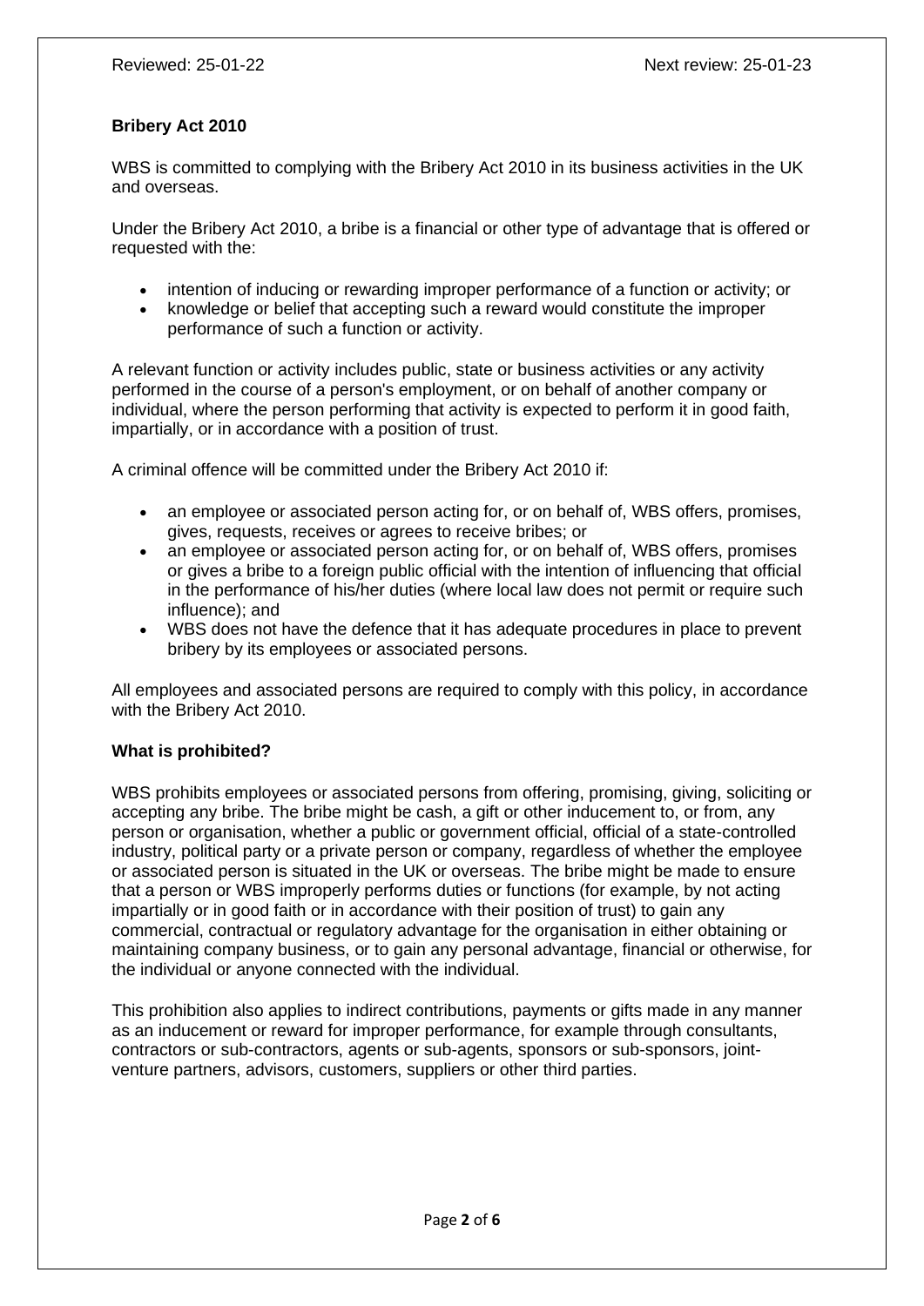Reviewed: 25-01-22 Next review: 25-01-23

**Bribery Act 2010**

WBS is committed to complying with the Bribery Act 2010 in its business activities in the UK and overseas.

Under the Bribery Act 2010, a bribe is a financial or other type of advantage that is offered or requested with the:

- intention of inducing or rewarding improper performance of a function or activity; or
- knowledge or belief that accepting such a reward would constitute the improper performance of such a function or activity.

A relevant function or activity includes public, state or business activities or any activity performed in the course of a person's employment, or on behalf of another company or individual, where the person performing that activity is expected to perform it in good faith, impartially, or in accordance with a position of trust.

A criminal offence will be committed under the Bribery Act 2010 if:

- an employee or associated person acting for, or on behalf of, WBS offers, promises, gives, requests, receives or agrees to receive bribes; or
- an employee or associated person acting for, or on behalf of, WBS offers, promises or gives a bribe to a foreign public official with the intention of influencing that official in the performance of his/her duties (where local law does not permit or require such influence); and
- WBS does not have the defence that it has adequate procedures in place to prevent bribery by its employees or associated persons.

All employees and associated persons are required to comply with this policy, in accordance with the Bribery Act 2010.

**What is prohibited?**

WBS prohibits employees or associated persons from offering, promising, giving, soliciting or accepting any bribe. The bribe might be cash, a gift or other inducement to, or from, any person or organisation, whether a public or government official, official of a state-controlled industry, political party or a private person or company, regardless of whether the employee or associated person is situated in the UK or overseas. The bribe might be made to ensure that a person or WBS improperly performs duties or functions (for example, by not acting impartially or in good faith or in accordance with their position of trust) to gain any commercial, contractual or regulatory advantage for the organisation in either obtaining or maintaining company business, or to gain any personal advantage, financial or otherwise, for the individual or anyone connected with the individual.

This prohibition also applies to indirect contributions, payments or gifts made in any manner as an inducement or reward for improper performance, for example through consultants, contractors or sub-contractors, agents or sub-agents, sponsors or sub-sponsors, joint-venture partners, advisors, customers, suppliers or other third parties.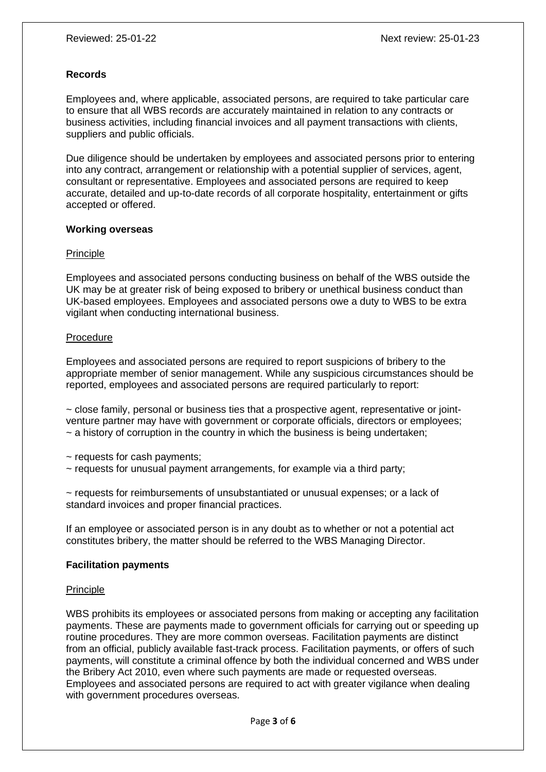**Records**

Employees and, where applicable, associated persons, are required to take particular care to ensure that all WBS records are accurately maintained in relation to any contracts or business activities, including financial invoices and all payment transactions with clients, suppliers and public officials.

Due diligence should be undertaken by employees and associated persons prior to entering into any contract, arrangement or relationship with a potential supplier of services, agent, consultant or representative. Employees and associated persons are required to keep accurate, detailed and up-to-date records of all corporate hospitality, entertainment or gifts accepted or offered.

**Working overseas**

Principle

Employees and associated persons conducting business on behalf of the WBS outside the UK may be at greater risk of being exposed to bribery or unethical business conduct than UK-based employees. Employees and associated persons owe a duty to WBS to be extra vigilant when conducting international business.

Procedure

Employees and associated persons are required to report suspicions of bribery to the appropriate member of senior management. While any suspicious circumstances should be reported, employees and associated persons are required particularly to report:

~ close family, personal or business ties that a prospective agent, representative or joint-venture partner may have with government or corporate officials, directors or employees;
~ a history of corruption in the country in which the business is being undertaken;

~ requests for cash payments;
~ requests for unusual payment arrangements, for example via a third party;

~ requests for reimbursements of unsubstantiated or unusual expenses; or a lack of standard invoices and proper financial practices.

If an employee or associated person is in any doubt as to whether or not a potential act constitutes bribery, the matter should be referred to the WBS Managing Director.

**Facilitation payments**

Principle

WBS prohibits its employees or associated persons from making or accepting any facilitation payments. These are payments made to government officials for carrying out or speeding up routine procedures. They are more common overseas. Facilitation payments are distinct from an official, publicly available fast-track process. Facilitation payments, or offers of such payments, will constitute a criminal offence by both the individual concerned and WBS under the Bribery Act 2010, even where such payments are made or requested overseas. Employees and associated persons are required to act with greater vigilance when dealing with government procedures overseas.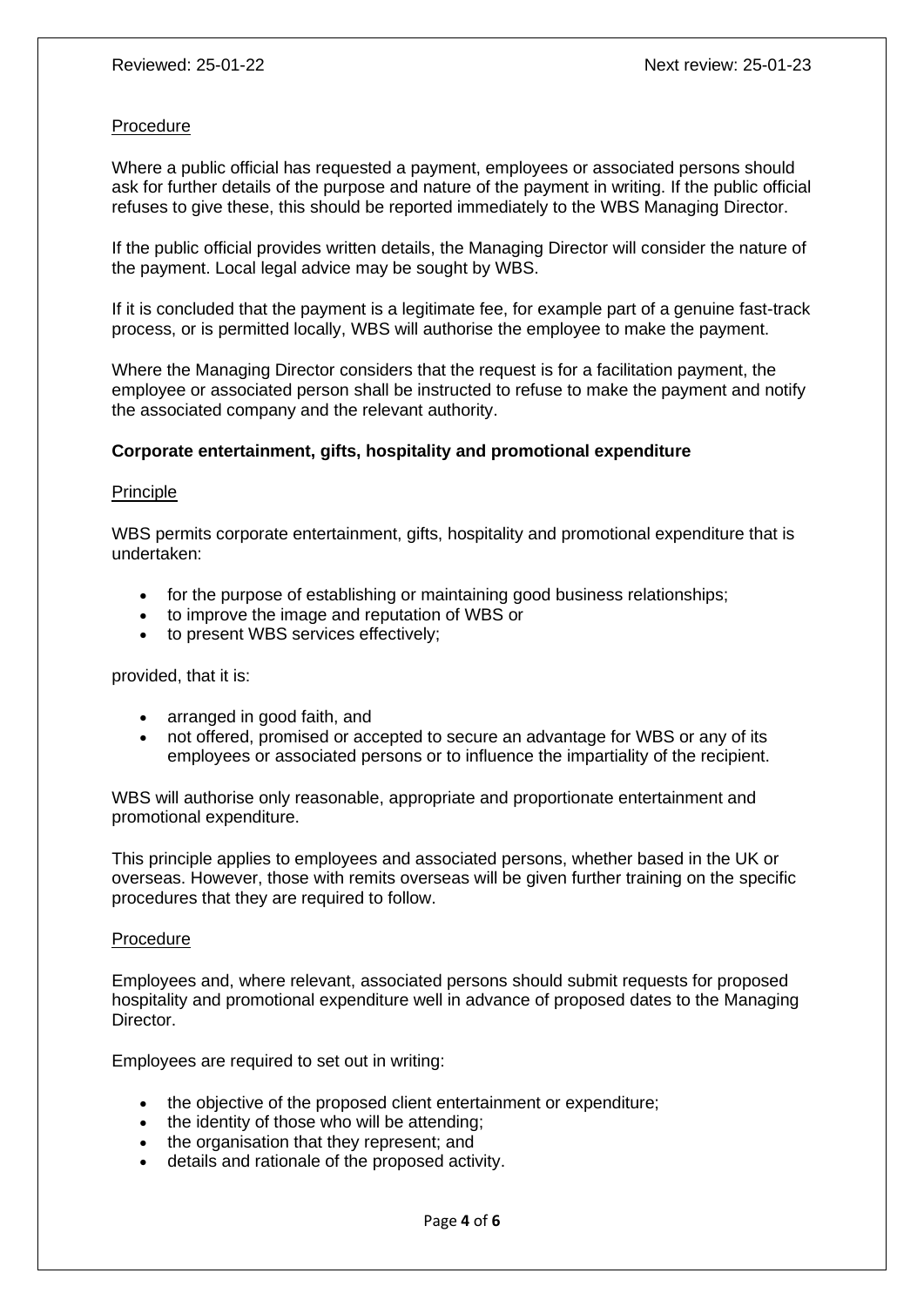Reviewed: 25-01-22 Next review: 25-01-23

Procedure

Where a public official has requested a payment, employees or associated persons should ask for further details of the purpose and nature of the payment in writing. If the public official refuses to give these, this should be reported immediately to the WBS Managing Director.

If the public official provides written details, the Managing Director will consider the nature of the payment. Local legal advice may be sought by WBS.

If it is concluded that the payment is a legitimate fee, for example part of a genuine fast-track process, or is permitted locally, WBS will authorise the employee to make the payment.

Where the Managing Director considers that the request is for a facilitation payment, the employee or associated person shall be instructed to refuse to make the payment and notify the associated company and the relevant authority.

**Corporate entertainment, gifts, hospitality and promotional expenditure**

Principle

WBS permits corporate entertainment, gifts, hospitality and promotional expenditure that is undertaken:

- for the purpose of establishing or maintaining good business relationships;
- to improve the image and reputation of WBS or
- to present WBS services effectively;

provided, that it is:

- arranged in good faith, and
- not offered, promised or accepted to secure an advantage for WBS or any of its employees or associated persons or to influence the impartiality of the recipient.

WBS will authorise only reasonable, appropriate and proportionate entertainment and promotional expenditure.

This principle applies to employees and associated persons, whether based in the UK or overseas. However, those with remits overseas will be given further training on the specific procedures that they are required to follow.

Procedure

Employees and, where relevant, associated persons should submit requests for proposed hospitality and promotional expenditure well in advance of proposed dates to the Managing Director.

Employees are required to set out in writing:

- the objective of the proposed client entertainment or expenditure;
- the identity of those who will be attending;
- the organisation that they represent; and
- details and rationale of the proposed activity.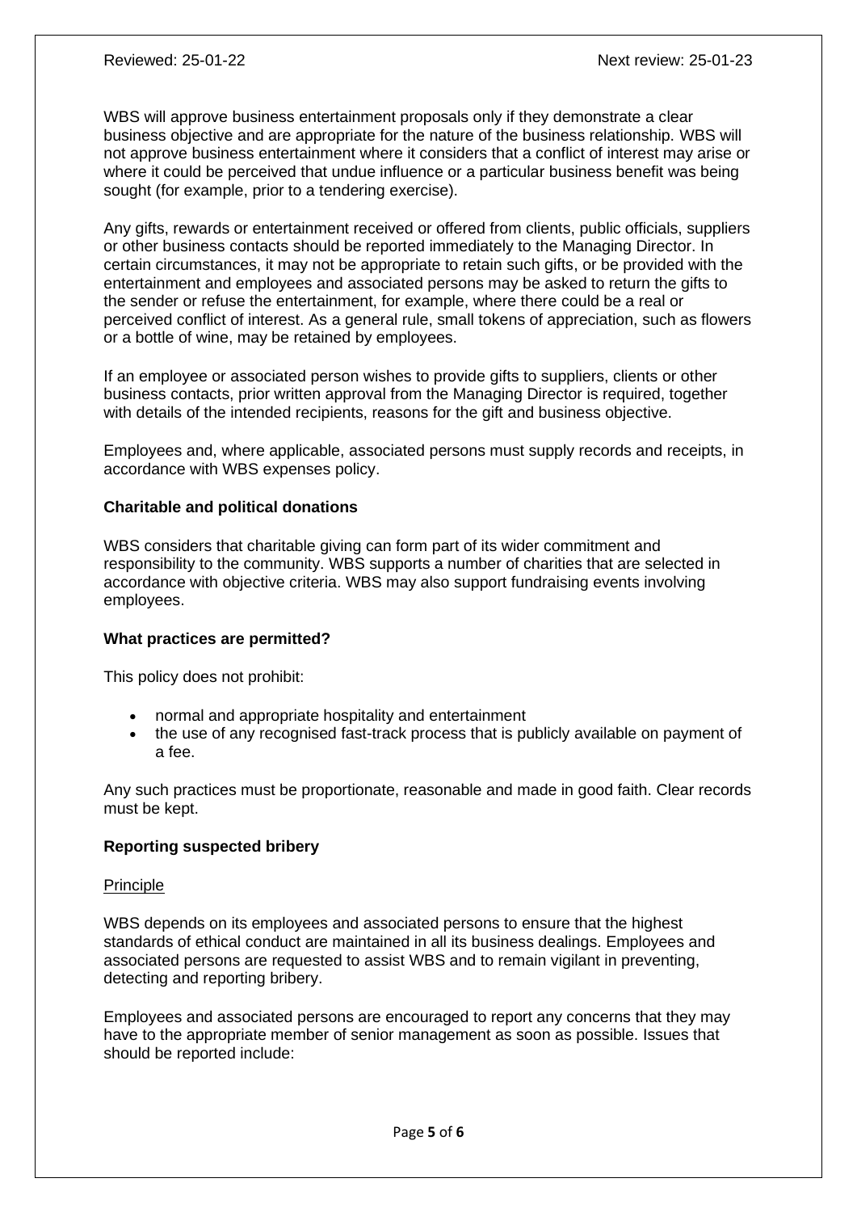WBS will approve business entertainment proposals only if they demonstrate a clear business objective and are appropriate for the nature of the business relationship. WBS will not approve business entertainment where it considers that a conflict of interest may arise or where it could be perceived that undue influence or a particular business benefit was being sought (for example, prior to a tendering exercise).

Any gifts, rewards or entertainment received or offered from clients, public officials, suppliers or other business contacts should be reported immediately to the Managing Director. In certain circumstances, it may not be appropriate to retain such gifts, or be provided with the entertainment and employees and associated persons may be asked to return the gifts to the sender or refuse the entertainment, for example, where there could be a real or perceived conflict of interest. As a general rule, small tokens of appreciation, such as flowers or a bottle of wine, may be retained by employees.

If an employee or associated person wishes to provide gifts to suppliers, clients or other business contacts, prior written approval from the Managing Director is required, together with details of the intended recipients, reasons for the gift and business objective.

Employees and, where applicable, associated persons must supply records and receipts, in accordance with WBS expenses policy.

### Charitable and political donations

WBS considers that charitable giving can form part of its wider commitment and responsibility to the community. WBS supports a number of charities that are selected in accordance with objective criteria. WBS may also support fundraising events involving employees.

### What practices are permitted?

This policy does not prohibit:

- normal and appropriate hospitality and entertainment
- the use of any recognised fast-track process that is publicly available on payment of a fee.

Any such practices must be proportionate, reasonable and made in good faith. Clear records must be kept.

### Reporting suspected bribery

Principle

WBS depends on its employees and associated persons to ensure that the highest standards of ethical conduct are maintained in all its business dealings. Employees and associated persons are requested to assist WBS and to remain vigilant in preventing, detecting and reporting bribery.

Employees and associated persons are encouraged to report any concerns that they may have to the appropriate member of senior management as soon as possible. Issues that should be reported include: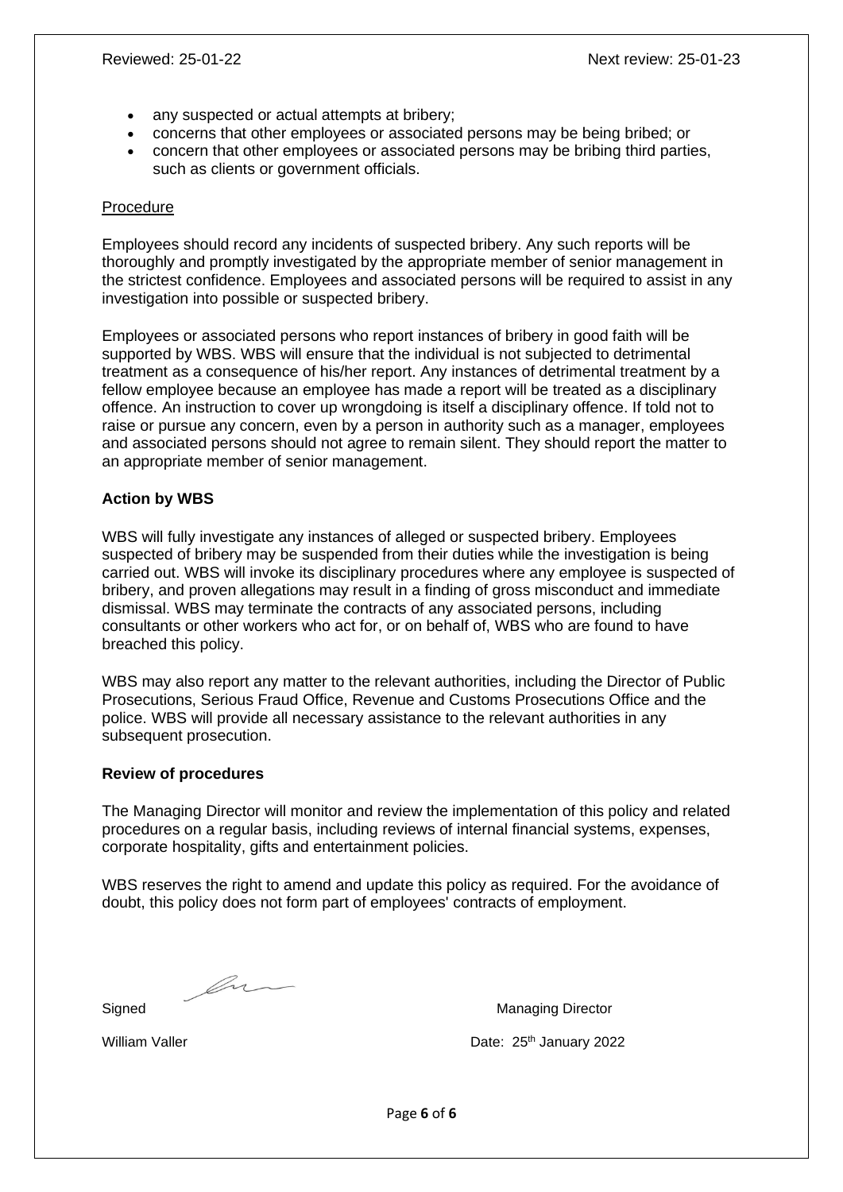- any suspected or actual attempts at bribery;
- concerns that other employees or associated persons may be being bribed; or
- concern that other employees or associated persons may be bribing third parties, such as clients or government officials.

Procedure

Employees should record any incidents of suspected bribery. Any such reports will be thoroughly and promptly investigated by the appropriate member of senior management in the strictest confidence. Employees and associated persons will be required to assist in any investigation into possible or suspected bribery.

Employees or associated persons who report instances of bribery in good faith will be supported by WBS. WBS will ensure that the individual is not subjected to detrimental treatment as a consequence of his/her report. Any instances of detrimental treatment by a fellow employee because an employee has made a report will be treated as a disciplinary offence. An instruction to cover up wrongdoing is itself a disciplinary offence. If told not to raise or pursue any concern, even by a person in authority such as a manager, employees and associated persons should not agree to remain silent. They should report the matter to an appropriate member of senior management.

**Action by WBS**

WBS will fully investigate any instances of alleged or suspected bribery. Employees suspected of bribery may be suspended from their duties while the investigation is being carried out. WBS will invoke its disciplinary procedures where any employee is suspected of bribery, and proven allegations may result in a finding of gross misconduct and immediate dismissal. WBS may terminate the contracts of any associated persons, including consultants or other workers who act for, or on behalf of, WBS who are found to have breached this policy.

WBS may also report any matter to the relevant authorities, including the Director of Public Prosecutions, Serious Fraud Office, Revenue and Customs Prosecutions Office and the police. WBS will provide all necessary assistance to the relevant authorities in any subsequent prosecution.

**Review of procedures**

The Managing Director will monitor and review the implementation of this policy and related procedures on a regular basis, including reviews of internal financial systems, expenses, corporate hospitality, gifts and entertainment policies.

WBS reserves the right to amend and update this policy as required. For the avoidance of doubt, this policy does not form part of employees' contracts of employment.

Signed Managing Director

William Valler Date: 25th January 2022